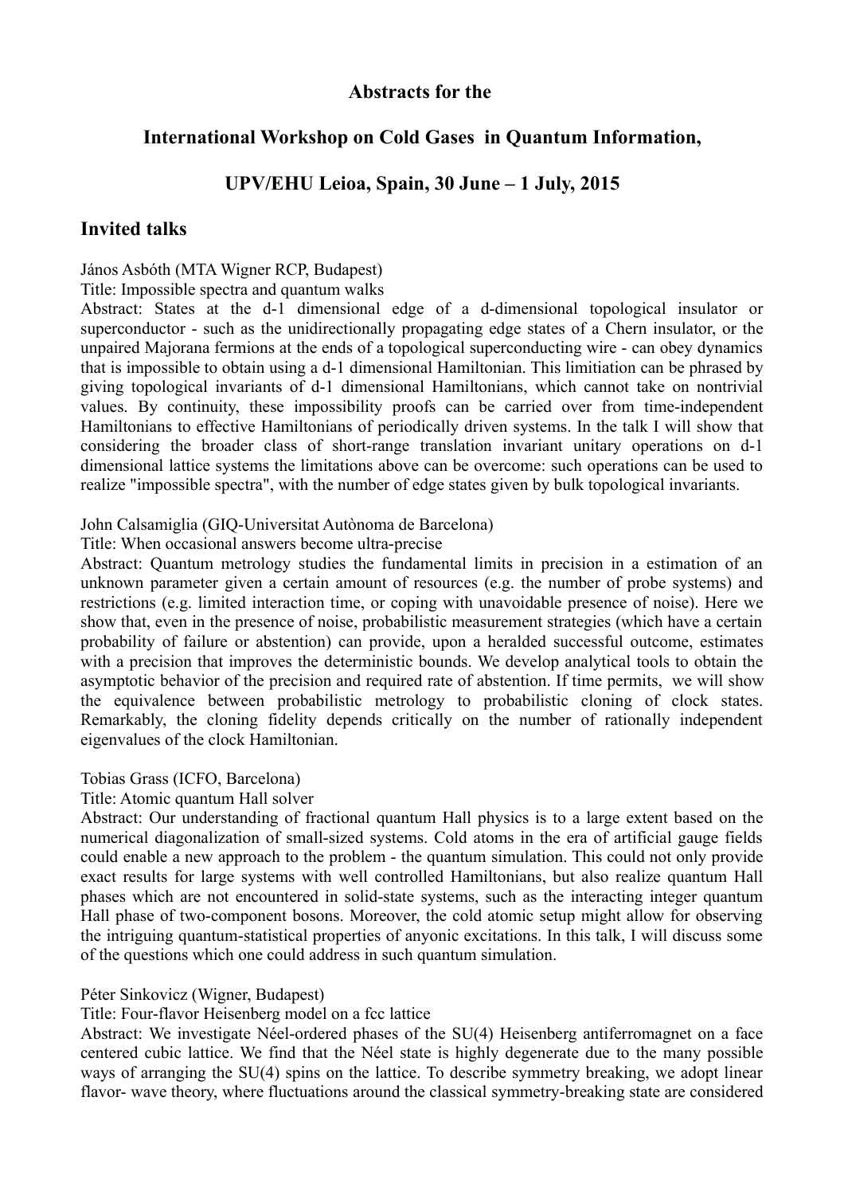**Abstracts for the**

**International Workshop on Cold Gases in Quantum Information,**

**UPV/EHU Leioa, Spain, 30 June – 1 July, 2015**

## Invited talks

János Asbóth (MTA Wigner RCP, Budapest)
Title: Impossible spectra and quantum walks
Abstract: States at the d-1 dimensional edge of a d-dimensional topological insulator or superconductor - such as the unidirectionally propagating edge states of a Chern insulator, or the unpaired Majorana fermions at the ends of a topological superconducting wire - can obey dynamics that is impossible to obtain using a d-1 dimensional Hamiltonian. This limitiation can be phrased by giving topological invariants of d-1 dimensional Hamiltonians, which cannot take on nontrivial values. By continuity, these impossibility proofs can be carried over from time-independent Hamiltonians to effective Hamiltonians of periodically driven systems. In the talk I will show that considering the broader class of short-range translation invariant unitary operations on d-1 dimensional lattice systems the limitations above can be overcome: such operations can be used to realize "impossible spectra", with the number of edge states given by bulk topological invariants.

John Calsamiglia (GIQ-Universitat Autònoma de Barcelona)
Title: When occasional answers become ultra-precise
Abstract: Quantum metrology studies the fundamental limits in precision in a estimation of an unknown parameter given a certain amount of resources (e.g. the number of probe systems) and restrictions (e.g. limited interaction time, or coping with unavoidable presence of noise). Here we show that, even in the presence of noise, probabilistic measurement strategies (which have a certain probability of failure or abstention) can provide, upon a heralded successful outcome, estimates with a precision that improves the deterministic bounds. We develop analytical tools to obtain the asymptotic behavior of the precision and required rate of abstention. If time permits, we will show the equivalence between probabilistic metrology to probabilistic cloning of clock states. Remarkably, the cloning fidelity depends critically on the number of rationally independent eigenvalues of the clock Hamiltonian.

Tobias Grass (ICFO, Barcelona)
Title: Atomic quantum Hall solver
Abstract: Our understanding of fractional quantum Hall physics is to a large extent based on the numerical diagonalization of small-sized systems. Cold atoms in the era of artificial gauge fields could enable a new approach to the problem - the quantum simulation. This could not only provide exact results for large systems with well controlled Hamiltonians, but also realize quantum Hall phases which are not encountered in solid-state systems, such as the interacting integer quantum Hall phase of two-component bosons. Moreover, the cold atomic setup might allow for observing the intriguing quantum-statistical properties of anyonic excitations. In this talk, I will discuss some of the questions which one could address in such quantum simulation.

Péter Sinkovicz (Wigner, Budapest)
Title: Four-flavor Heisenberg model on a fcc lattice
Abstract: We investigate Néel-ordered phases of the SU(4) Heisenberg antiferromagnet on a face centered cubic lattice. We find that the Néel state is highly degenerate due to the many possible ways of arranging the SU(4) spins on the lattice. To describe symmetry breaking, we adopt linear flavor- wave theory, where fluctuations around the classical symmetry-breaking state are considered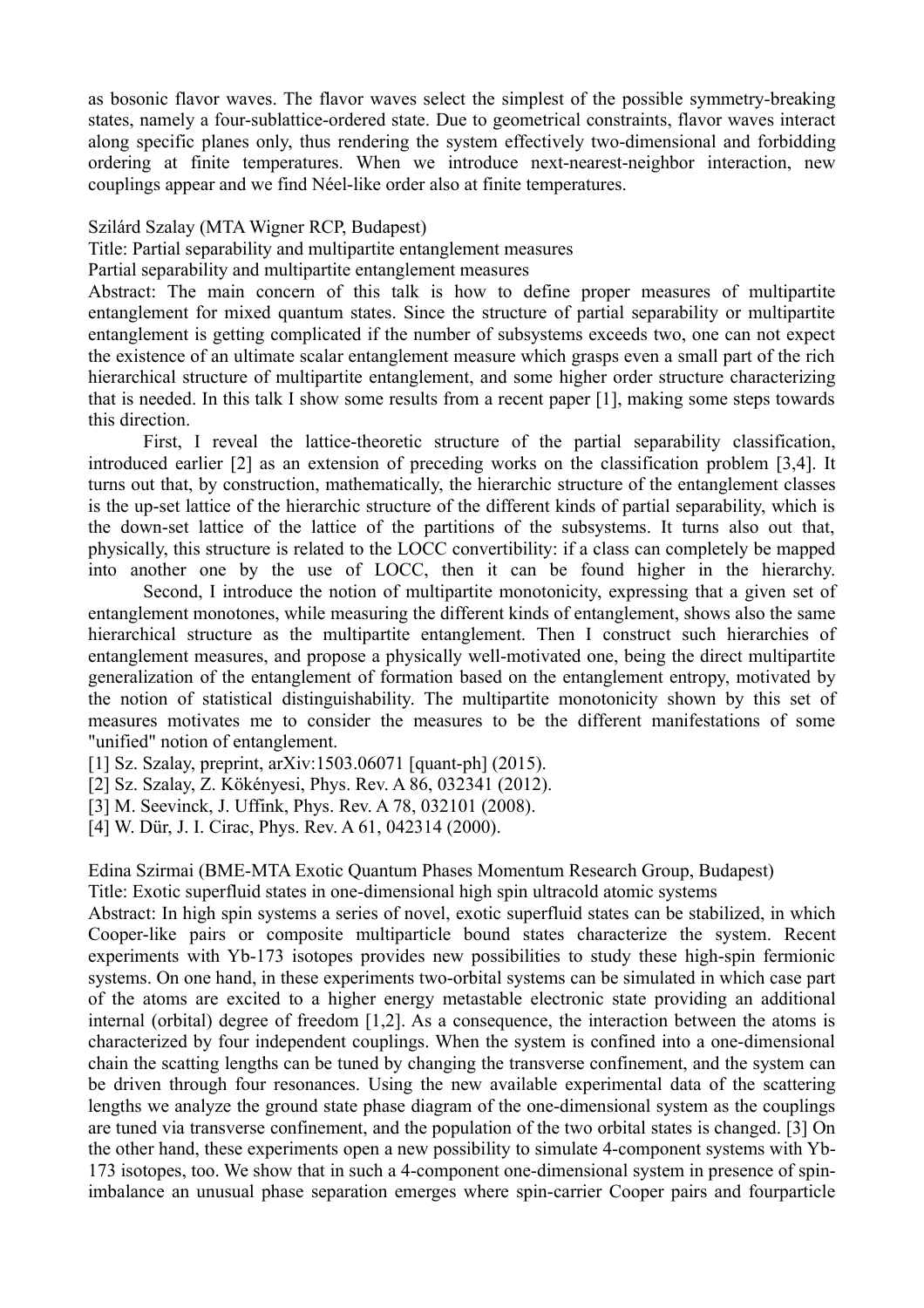as bosonic flavor waves. The flavor waves select the simplest of the possible symmetry-breaking states, namely a four-sublattice-ordered state. Due to geometrical constraints, flavor waves interact along specific planes only, thus rendering the system effectively two-dimensional and forbidding ordering at finite temperatures. When we introduce next-nearest-neighbor interaction, new couplings appear and we find Néel-like order also at finite temperatures.

Szilárd Szalay (MTA Wigner RCP, Budapest)

Title: Partial separability and multipartite entanglement measures

Partial separability and multipartite entanglement measures

Abstract: The main concern of this talk is how to define proper measures of multipartite entanglement for mixed quantum states. Since the structure of partial separability or multipartite entanglement is getting complicated if the number of subsystems exceeds two, one can not expect the existence of an ultimate scalar entanglement measure which grasps even a small part of the rich hierarchical structure of multipartite entanglement, and some higher order structure characterizing that is needed. In this talk I show some results from a recent paper [1], making some steps towards this direction.

First, I reveal the lattice-theoretic structure of the partial separability classification, introduced earlier [2] as an extension of preceding works on the classification problem [3,4]. It turns out that, by construction, mathematically, the hierarchic structure of the entanglement classes is the up-set lattice of the hierarchic structure of the different kinds of partial separability, which is the down-set lattice of the lattice of the partitions of the subsystems. It turns also out that, physically, this structure is related to the LOCC convertibility: if a class can completely be mapped into another one by the use of LOCC, then it can be found higher in the hierarchy.

Second, I introduce the notion of multipartite monotonicity, expressing that a given set of entanglement monotones, while measuring the different kinds of entanglement, shows also the same hierarchical structure as the multipartite entanglement. Then I construct such hierarchies of entanglement measures, and propose a physically well-motivated one, being the direct multipartite generalization of the entanglement of formation based on the entanglement entropy, motivated by the notion of statistical distinguishability. The multipartite monotonicity shown by this set of measures motivates me to consider the measures to be the different manifestations of some "unified" notion of entanglement.

[1] Sz. Szalay, preprint, arXiv:1503.06071 [quant-ph] (2015).

[2] Sz. Szalay, Z. Kökényesi, Phys. Rev. A 86, 032341 (2012).

[3] M. Seevinck, J. Uffink, Phys. Rev. A 78, 032101 (2008).

[4] W. Dür, J. I. Cirac, Phys. Rev. A 61, 042314 (2000).

Edina Szirmai (BME-MTA Exotic Quantum Phases Momentum Research Group, Budapest)

Title: Exotic superfluid states in one-dimensional high spin ultracold atomic systems

Abstract: In high spin systems a series of novel, exotic superfluid states can be stabilized, in which Cooper-like pairs or composite multiparticle bound states characterize the system. Recent experiments with Yb-173 isotopes provides new possibilities to study these high-spin fermionic systems. On one hand, in these experiments two-orbital systems can be simulated in which case part of the atoms are excited to a higher energy metastable electronic state providing an additional internal (orbital) degree of freedom [1,2]. As a consequence, the interaction between the atoms is characterized by four independent couplings. When the system is confined into a one-dimensional chain the scatting lengths can be tuned by changing the transverse confinement, and the system can be driven through four resonances. Using the new available experimental data of the scattering lengths we analyze the ground state phase diagram of the one-dimensional system as the couplings are tuned via transverse confinement, and the population of the two orbital states is changed. [3] On the other hand, these experiments open a new possibility to simulate 4-component systems with Yb-173 isotopes, too. We show that in such a 4-component one-dimensional system in presence of spin-imbalance an unusual phase separation emerges where spin-carrier Cooper pairs and fourparticle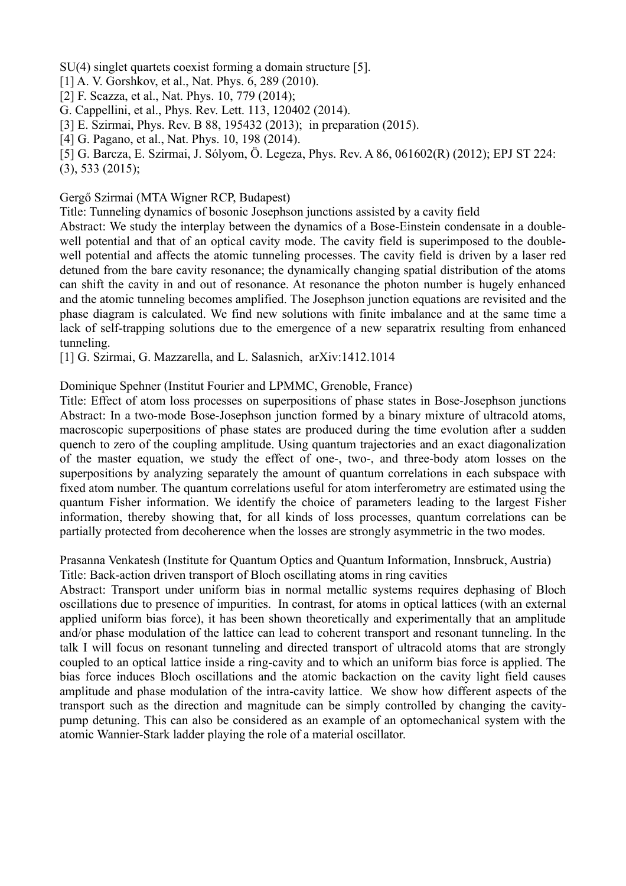SU(4) singlet quartets coexist forming a domain structure [5].

[1] A. V. Gorshkov, et al., Nat. Phys. 6, 289 (2010).

[2] F. Scazza, et al., Nat. Phys. 10, 779 (2014);
G. Cappellini, et al., Phys. Rev. Lett. 113, 120402 (2014).

[3] E. Szirmai, Phys. Rev. B 88, 195432 (2013); in preparation (2015).

[4] G. Pagano, et al., Nat. Phys. 10, 198 (2014).

[5] G. Barcza, E. Szirmai, J. Sólyom, Ö. Legeza, Phys. Rev. A 86, 061602(R) (2012); EPJ ST 224: (3), 533 (2015);

Gergő Szirmai (MTA Wigner RCP, Budapest)

Title: Tunneling dynamics of bosonic Josephson junctions assisted by a cavity field

Abstract: We study the interplay between the dynamics of a Bose-Einstein condensate in a double-well potential and that of an optical cavity mode. The cavity field is superimposed to the double-well potential and affects the atomic tunneling processes. The cavity field is driven by a laser red detuned from the bare cavity resonance; the dynamically changing spatial distribution of the atoms can shift the cavity in and out of resonance. At resonance the photon number is hugely enhanced and the atomic tunneling becomes amplified. The Josephson junction equations are revisited and the phase diagram is calculated. We find new solutions with finite imbalance and at the same time a lack of self-trapping solutions due to the emergence of a new separatrix resulting from enhanced tunneling.

[1] G. Szirmai, G. Mazzarella, and L. Salasnich, arXiv:1412.1014

Dominique Spehner (Institut Fourier and LPMMC, Grenoble, France)

Title: Effect of atom loss processes on superpositions of phase states in Bose-Josephson junctions

Abstract: In a two-mode Bose-Josephson junction formed by a binary mixture of ultracold atoms, macroscopic superpositions of phase states are produced during the time evolution after a sudden quench to zero of the coupling amplitude. Using quantum trajectories and an exact diagonalization of the master equation, we study the effect of one-, two-, and three-body atom losses on the superpositions by analyzing separately the amount of quantum correlations in each subspace with fixed atom number. The quantum correlations useful for atom interferometry are estimated using the quantum Fisher information. We identify the choice of parameters leading to the largest Fisher information, thereby showing that, for all kinds of loss processes, quantum correlations can be partially protected from decoherence when the losses are strongly asymmetric in the two modes.

Prasanna Venkatesh (Institute for Quantum Optics and Quantum Information, Innsbruck, Austria)

Title: Back-action driven transport of Bloch oscillating atoms in ring cavities

Abstract: Transport under uniform bias in normal metallic systems requires dephasing of Bloch oscillations due to presence of impurities. In contrast, for atoms in optical lattices (with an external applied uniform bias force), it has been shown theoretically and experimentally that an amplitude and/or phase modulation of the lattice can lead to coherent transport and resonant tunneling. In the talk I will focus on resonant tunneling and directed transport of ultracold atoms that are strongly coupled to an optical lattice inside a ring-cavity and to which an uniform bias force is applied. The bias force induces Bloch oscillations and the atomic backaction on the cavity light field causes amplitude and phase modulation of the intra-cavity lattice. We show how different aspects of the transport such as the direction and magnitude can be simply controlled by changing the cavity-pump detuning. This can also be considered as an example of an optomechanical system with the atomic Wannier-Stark ladder playing the role of a material oscillator.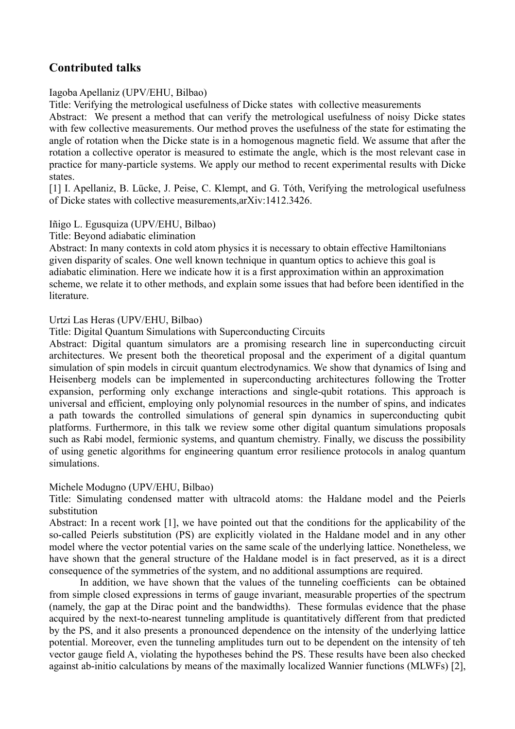## Contributed talks

Iagoba Apellaniz (UPV/EHU, Bilbao)

Title: Verifying the metrological usefulness of Dicke states with collective measurements

Abstract: We present a method that can verify the metrological usefulness of noisy Dicke states with few collective measurements. Our method proves the usefulness of the state for estimating the angle of rotation when the Dicke state is in a homogenous magnetic field. We assume that after the rotation a collective operator is measured to estimate the angle, which is the most relevant case in practice for many-particle systems. We apply our method to recent experimental results with Dicke states.

[1] I. Apellaniz, B. Lücke, J. Peise, C. Klempt, and G. Tóth, Verifying the metrological usefulness of Dicke states with collective measurements,arXiv:1412.3426.

Iñigo L. Egusquiza (UPV/EHU, Bilbao)

Title: Beyond adiabatic elimination

Abstract: In many contexts in cold atom physics it is necessary to obtain effective Hamiltonians given disparity of scales. One well known technique in quantum optics to achieve this goal is adiabatic elimination. Here we indicate how it is a first approximation within an approximation scheme, we relate it to other methods, and explain some issues that had before been identified in the literature.

Urtzi Las Heras (UPV/EHU, Bilbao)

Title: Digital Quantum Simulations with Superconducting Circuits

Abstract: Digital quantum simulators are a promising research line in superconducting circuit architectures. We present both the theoretical proposal and the experiment of a digital quantum simulation of spin models in circuit quantum electrodynamics. We show that dynamics of Ising and Heisenberg models can be implemented in superconducting architectures following the Trotter expansion, performing only exchange interactions and single-qubit rotations. This approach is universal and efficient, employing only polynomial resources in the number of spins, and indicates a path towards the controlled simulations of general spin dynamics in superconducting qubit platforms. Furthermore, in this talk we review some other digital quantum simulations proposals such as Rabi model, fermionic systems, and quantum chemistry. Finally, we discuss the possibility of using genetic algorithms for engineering quantum error resilience protocols in analog quantum simulations.

Michele Modugno (UPV/EHU, Bilbao)

Title: Simulating condensed matter with ultracold atoms: the Haldane model and the Peierls substitution

Abstract: In a recent work [1], we have pointed out that the conditions for the applicability of the so-called Peierls substitution (PS) are explicitly violated in the Haldane model and in any other model where the vector potential varies on the same scale of the underlying lattice. Nonetheless, we have shown that the general structure of the Haldane model is in fact preserved, as it is a direct consequence of the symmetries of the system, and no additional assumptions are required.

In addition, we have shown that the values of the tunneling coefficients can be obtained from simple closed expressions in terms of gauge invariant, measurable properties of the spectrum (namely, the gap at the Dirac point and the bandwidths). These formulas evidence that the phase acquired by the next-to-nearest tunneling amplitude is quantitatively different from that predicted by the PS, and it also presents a pronounced dependence on the intensity of the underlying lattice potential. Moreover, even the tunneling amplitudes turn out to be dependent on the intensity of teh vector gauge field A, violating the hypotheses behind the PS. These results have been also checked against ab-initio calculations by means of the maximally localized Wannier functions (MLWFs) [2],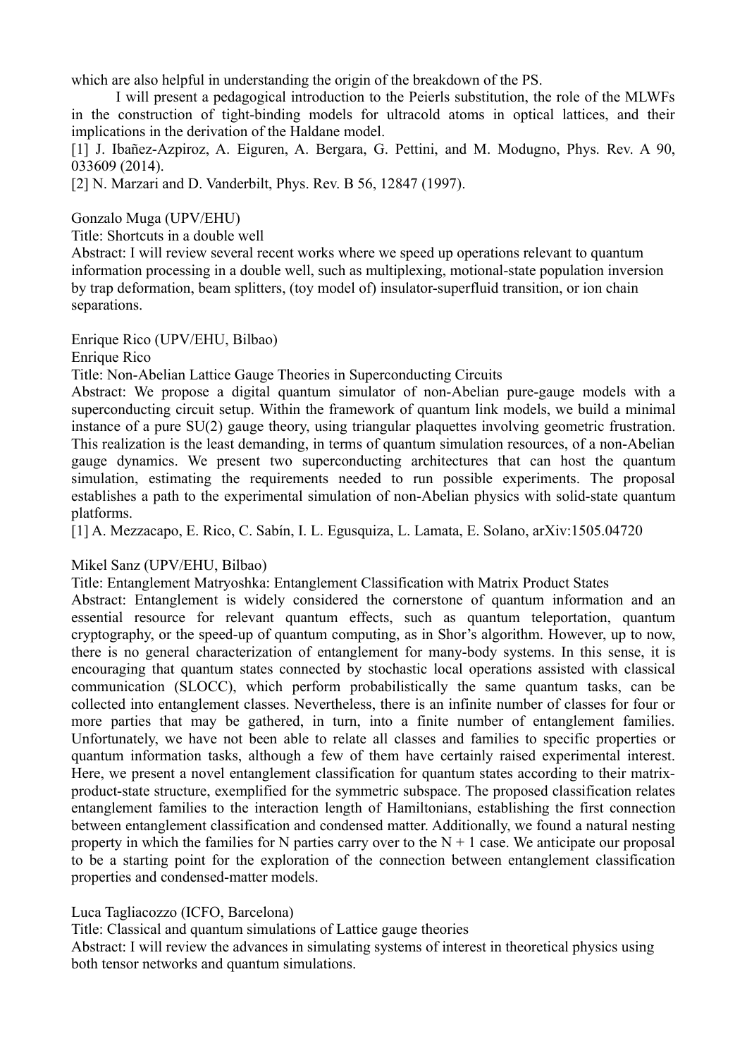which are also helpful in understanding the origin of the breakdown of the PS.

I will present a pedagogical introduction to the Peierls substitution, the role of the MLWFs in the construction of tight-binding models for ultracold atoms in optical lattices, and their implications in the derivation of the Haldane model.

[1] J. Ibañez-Azpiroz, A. Eiguren, A. Bergara, G. Pettini, and M. Modugno, Phys. Rev. A 90, 033609 (2014).

[2] N. Marzari and D. Vanderbilt, Phys. Rev. B 56, 12847 (1997).

Gonzalo Muga (UPV/EHU)

Title: Shortcuts in a double well

Abstract: I will review several recent works where we speed up operations relevant to quantum information processing in a double well, such as multiplexing, motional-state population inversion by trap deformation, beam splitters, (toy model of) insulator-superfluid transition, or ion chain separations.

Enrique Rico (UPV/EHU, Bilbao)

Enrique Rico

Title: Non-Abelian Lattice Gauge Theories in Superconducting Circuits

Abstract: We propose a digital quantum simulator of non-Abelian pure-gauge models with a superconducting circuit setup. Within the framework of quantum link models, we build a minimal instance of a pure SU(2) gauge theory, using triangular plaquettes involving geometric frustration. This realization is the least demanding, in terms of quantum simulation resources, of a non-Abelian gauge dynamics. We present two superconducting architectures that can host the quantum simulation, estimating the requirements needed to run possible experiments. The proposal establishes a path to the experimental simulation of non-Abelian physics with solid-state quantum platforms.

[1] A. Mezzacapo, E. Rico, C. Sabín, I. L. Egusquiza, L. Lamata, E. Solano, arXiv:1505.04720

Mikel Sanz (UPV/EHU, Bilbao)

Title: Entanglement Matryoshka: Entanglement Classification with Matrix Product States

Abstract: Entanglement is widely considered the cornerstone of quantum information and an essential resource for relevant quantum effects, such as quantum teleportation, quantum cryptography, or the speed-up of quantum computing, as in Shor's algorithm. However, up to now, there is no general characterization of entanglement for many-body systems. In this sense, it is encouraging that quantum states connected by stochastic local operations assisted with classical communication (SLOCC), which perform probabilistically the same quantum tasks, can be collected into entanglement classes. Nevertheless, there is an infinite number of classes for four or more parties that may be gathered, in turn, into a finite number of entanglement families. Unfortunately, we have not been able to relate all classes and families to specific properties or quantum information tasks, although a few of them have certainly raised experimental interest. Here, we present a novel entanglement classification for quantum states according to their matrix-product-state structure, exemplified for the symmetric subspace. The proposed classification relates entanglement families to the interaction length of Hamiltonians, establishing the first connection between entanglement classification and condensed matter. Additionally, we found a natural nesting property in which the families for N parties carry over to the $N + 1$ case. We anticipate our proposal to be a starting point for the exploration of the connection between entanglement classification properties and condensed-matter models.

Luca Tagliacozzo (ICFO, Barcelona)

Title: Classical and quantum simulations of Lattice gauge theories

Abstract: I will review the advances in simulating systems of interest in theoretical physics using both tensor networks and quantum simulations.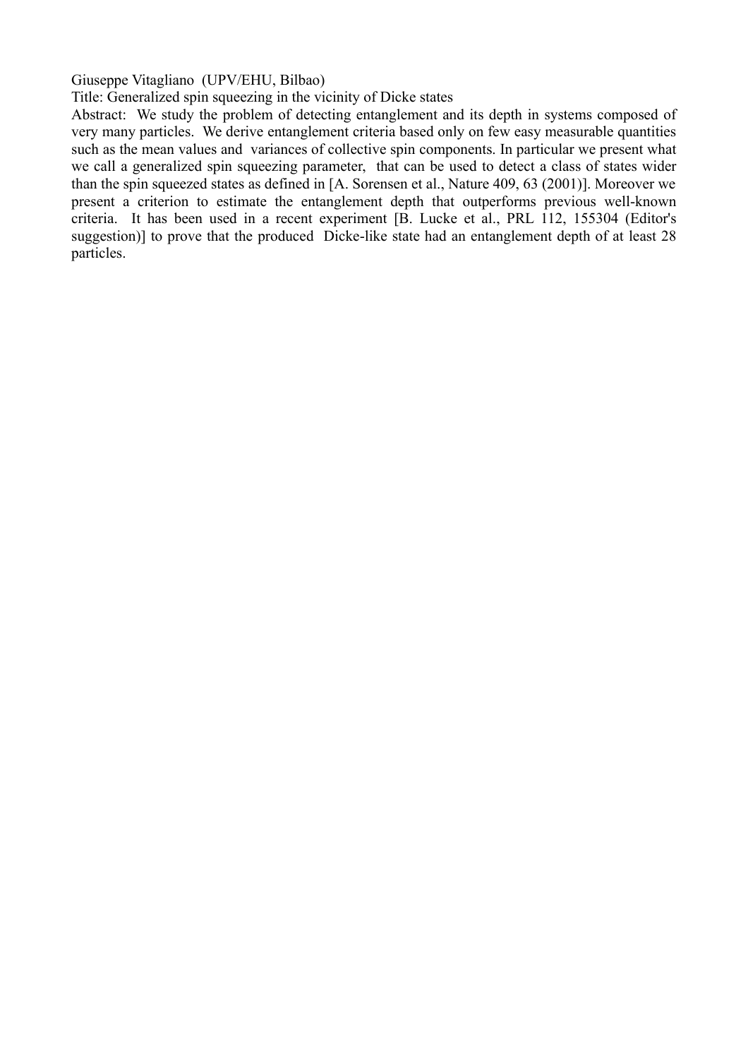Giuseppe Vitagliano (UPV/EHU, Bilbao)

Title: Generalized spin squeezing in the vicinity of Dicke states

Abstract: We study the problem of detecting entanglement and its depth in systems composed of very many particles. We derive entanglement criteria based only on few easy measurable quantities such as the mean values and variances of collective spin components. In particular we present what we call a generalized spin squeezing parameter, that can be used to detect a class of states wider than the spin squeezed states as defined in [A. Sorensen et al., Nature 409, 63 (2001)]. Moreover we present a criterion to estimate the entanglement depth that outperforms previous well-known criteria. It has been used in a recent experiment [B. Lucke et al., PRL 112, 155304 (Editor's suggestion)] to prove that the produced Dicke-like state had an entanglement depth of at least 28 particles.